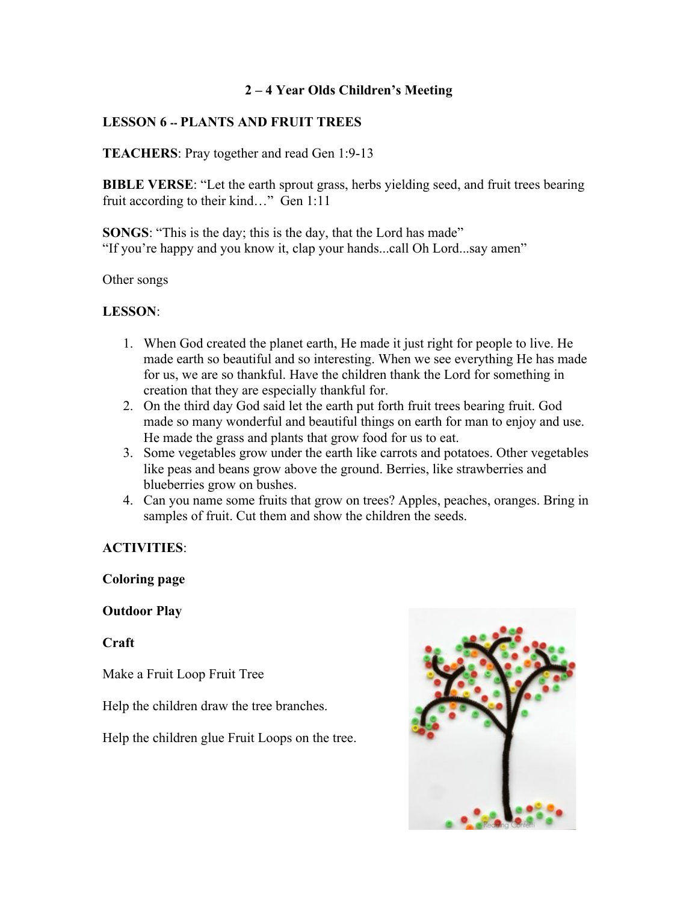# 2 – 4 Year Olds Children's Meeting

## LESSON 6 -- PLANTS AND FRUIT TREES

**TEACHERS**: Pray together and read Gen 1:9-13

**BIBLE VERSE**: "Let the earth sprout grass, herbs yielding seed, and fruit trees bearing fruit according to their kind…" Gen 1:11

**SONGS**: "This is the day; this is the day, that the Lord has made"
"If you're happy and you know it, clap your hands...call Oh Lord...say amen"

Other songs

**LESSON**:

1. When God created the planet earth, He made it just right for people to live. He made earth so beautiful and so interesting. When we see everything He has made for us, we are so thankful. Have the children thank the Lord for something in creation that they are especially thankful for.
2. On the third day God said let the earth put forth fruit trees bearing fruit. God made so many wonderful and beautiful things on earth for man to enjoy and use. He made the grass and plants that grow food for us to eat.
3. Some vegetables grow under the earth like carrots and potatoes. Other vegetables like peas and beans grow above the ground. Berries, like strawberries and blueberries grow on bushes.
4. Can you name some fruits that grow on trees? Apples, peaches, oranges. Bring in samples of fruit. Cut them and show the children the seeds.

**ACTIVITIES**:

**Coloring page**

**Outdoor Play**

**Craft**

Make a Fruit Loop Fruit Tree

Help the children draw the tree branches.

Help the children glue Fruit Loops on the tree.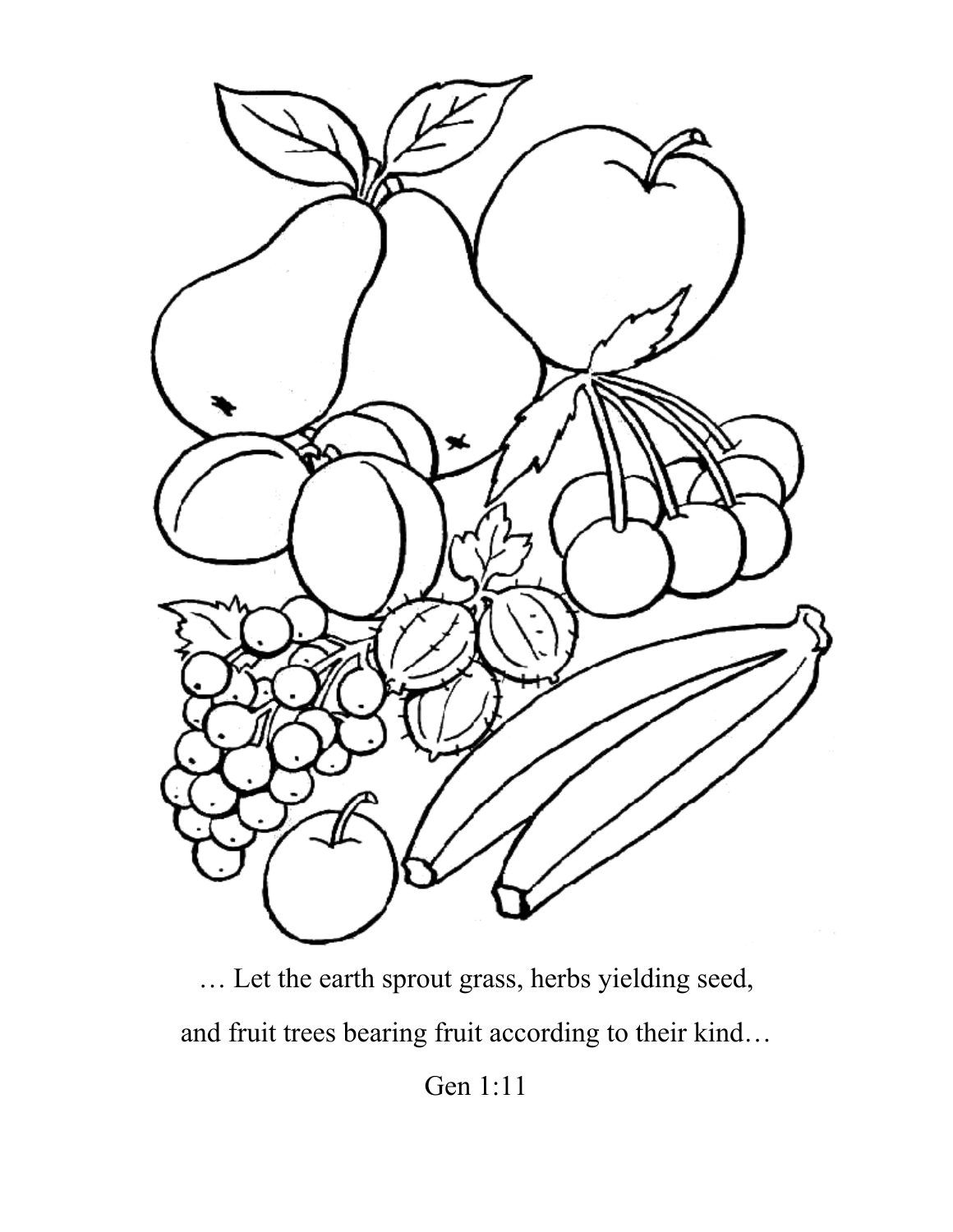… Let the earth sprout grass, herbs yielding seed,

and fruit trees bearing fruit according to their kind…

Gen 1:11